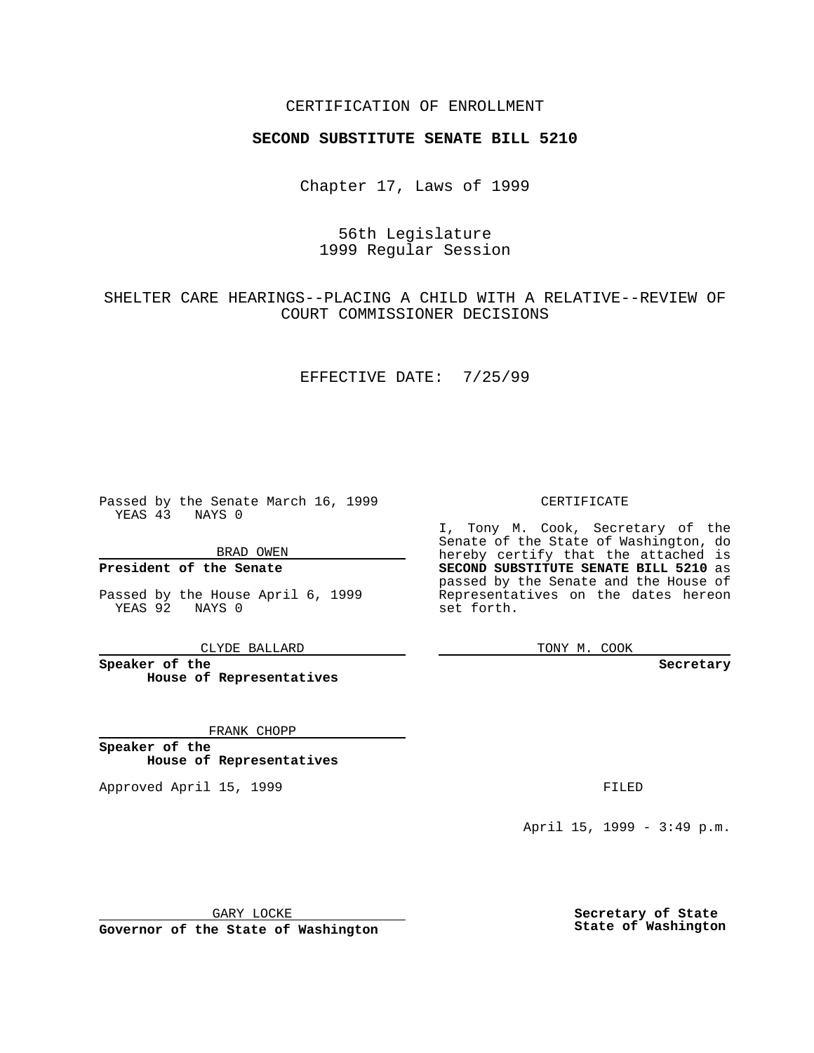CERTIFICATION OF ENROLLMENT

**SECOND SUBSTITUTE SENATE BILL 5210**

Chapter 17, Laws of 1999

56th Legislature
1999 Regular Session

SHELTER CARE HEARINGS--PLACING A CHILD WITH A RELATIVE--REVIEW OF COURT COMMISSIONER DECISIONS

EFFECTIVE DATE: 7/25/99

Passed by the Senate March 16, 1999
YEAS 43 NAYS 0

BRAD OWEN

**President of the Senate**

Passed by the House April 6, 1999
YEAS 92 NAYS 0

CLYDE BALLARD

**Speaker of the House of Representatives**

FRANK CHOPP

**Speaker of the House of Representatives**

Approved April 15, 1999

GARY LOCKE

**Governor of the State of Washington**

CERTIFICATE

I, Tony M. Cook, Secretary of the Senate of the State of Washington, do hereby certify that the attached is **SECOND SUBSTITUTE SENATE BILL 5210** as passed by the Senate and the House of Representatives on the dates hereon set forth.

TONY M. COOK

**Secretary**

FILED

April 15, 1999 - 3:49 p.m.

**Secretary of State**
**State of Washington**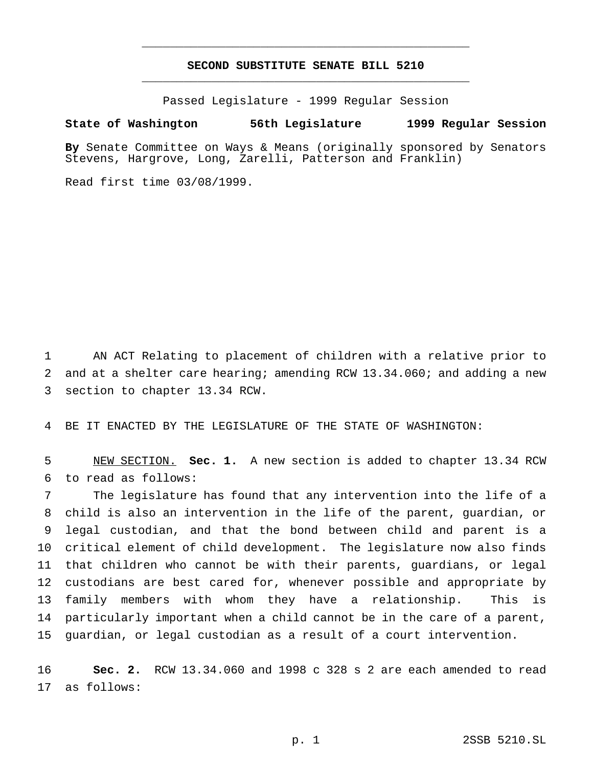# SECOND SUBSTITUTE SENATE BILL 5210

Passed Legislature - 1999 Regular Session

**State of Washington 56th Legislature 1999 Regular Session**

**By** Senate Committee on Ways & Means (originally sponsored by Senators Stevens, Hargrove, Long, Zarelli, Patterson and Franklin)

Read first time 03/08/1999.

AN ACT Relating to placement of children with a relative prior to and at a shelter care hearing; amending RCW 13.34.060; and adding a new section to chapter 13.34 RCW.

BE IT ENACTED BY THE LEGISLATURE OF THE STATE OF WASHINGTON:

NEW SECTION. **Sec. 1.** A new section is added to chapter 13.34 RCW to read as follows:

The legislature has found that any intervention into the life of a child is also an intervention in the life of the parent, guardian, or legal custodian, and that the bond between child and parent is a critical element of child development. The legislature now also finds that children who cannot be with their parents, guardians, or legal custodians are best cared for, whenever possible and appropriate by family members with whom they have a relationship. This is particularly important when a child cannot be in the care of a parent, guardian, or legal custodian as a result of a court intervention.

**Sec. 2.** RCW 13.34.060 and 1998 c 328 s 2 are each amended to read as follows: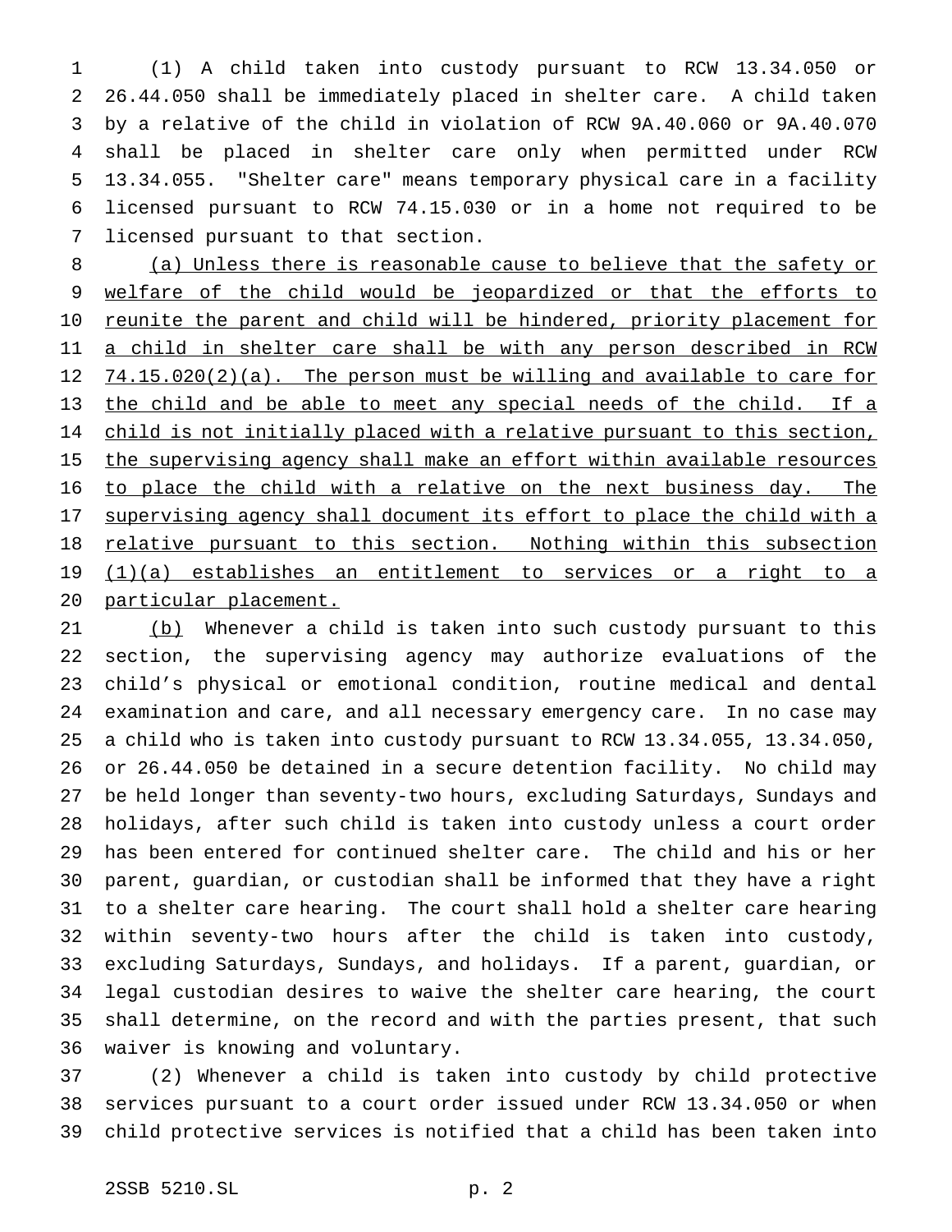(1) A child taken into custody pursuant to RCW 13.34.050 or 26.44.050 shall be immediately placed in shelter care. A child taken by a relative of the child in violation of RCW 9A.40.060 or 9A.40.070 shall be placed in shelter care only when permitted under RCW 13.34.055. "Shelter care" means temporary physical care in a facility licensed pursuant to RCW 74.15.030 or in a home not required to be licensed pursuant to that section.

<u>(a) Unless there is reasonable cause to believe that the safety or welfare of the child would be jeopardized or that the efforts to reunite the parent and child will be hindered, priority placement for a child in shelter care shall be with any person described in RCW 74.15.020(2)(a). The person must be willing and available to care for the child and be able to meet any special needs of the child. If a child is not initially placed with a relative pursuant to this section, the supervising agency shall make an effort within available resources to place the child with a relative on the next business day. The supervising agency shall document its effort to place the child with a relative pursuant to this section. Nothing within this subsection (1)(a) establishes an entitlement to services or a right to a particular placement.</u>

<u>(b)</u> Whenever a child is taken into such custody pursuant to this section, the supervising agency may authorize evaluations of the child's physical or emotional condition, routine medical and dental examination and care, and all necessary emergency care. In no case may a child who is taken into custody pursuant to RCW 13.34.055, 13.34.050, or 26.44.050 be detained in a secure detention facility. No child may be held longer than seventy-two hours, excluding Saturdays, Sundays and holidays, after such child is taken into custody unless a court order has been entered for continued shelter care. The child and his or her parent, guardian, or custodian shall be informed that they have a right to a shelter care hearing. The court shall hold a shelter care hearing within seventy-two hours after the child is taken into custody, excluding Saturdays, Sundays, and holidays. If a parent, guardian, or legal custodian desires to waive the shelter care hearing, the court shall determine, on the record and with the parties present, that such waiver is knowing and voluntary.

(2) Whenever a child is taken into custody by child protective services pursuant to a court order issued under RCW 13.34.050 or when child protective services is notified that a child has been taken into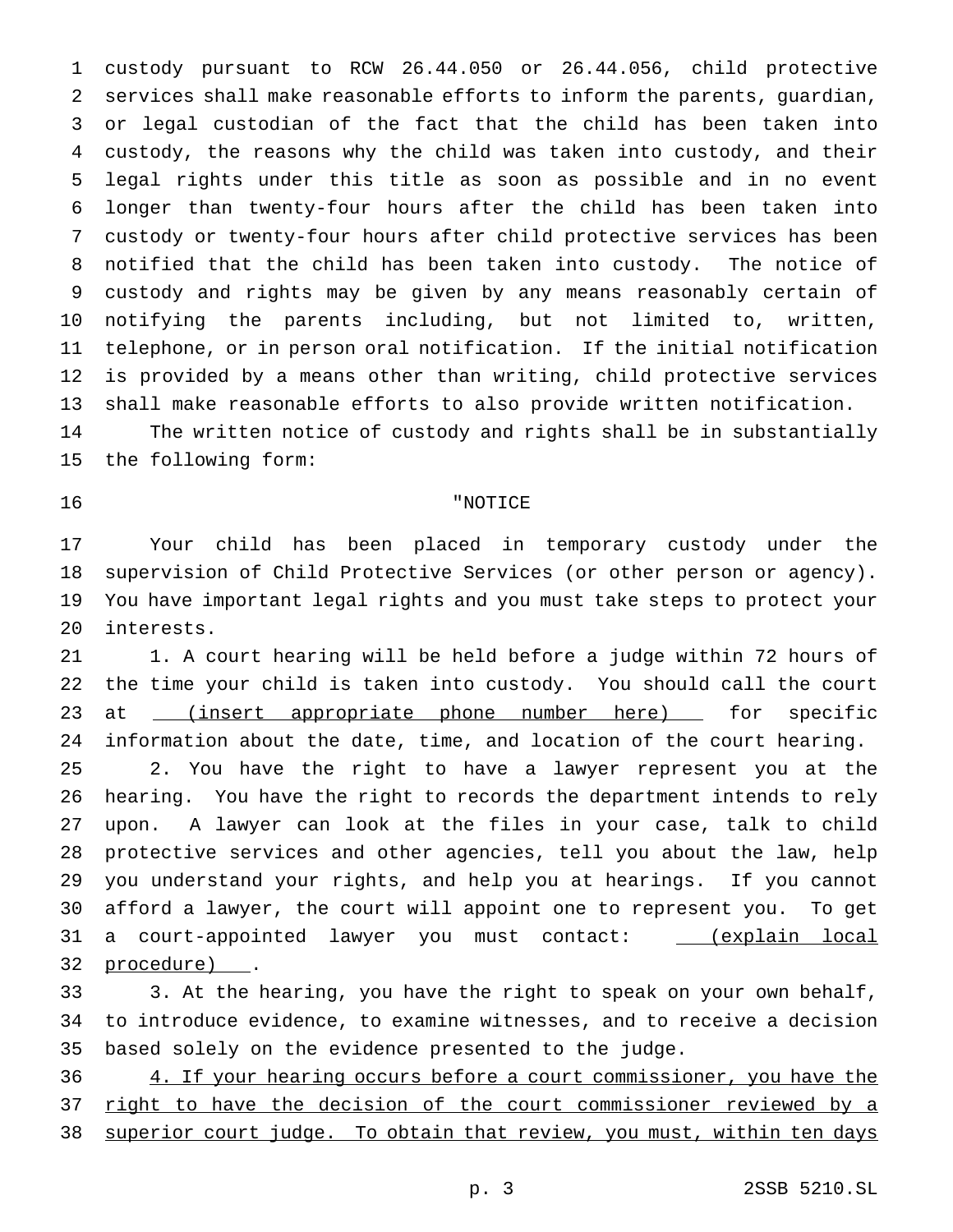custody pursuant to RCW 26.44.050 or 26.44.056, child protective services shall make reasonable efforts to inform the parents, guardian, or legal custodian of the fact that the child has been taken into custody, the reasons why the child was taken into custody, and their legal rights under this title as soon as possible and in no event longer than twenty-four hours after the child has been taken into custody or twenty-four hours after child protective services has been notified that the child has been taken into custody. The notice of custody and rights may be given by any means reasonably certain of notifying the parents including, but not limited to, written, telephone, or in person oral notification. If the initial notification is provided by a means other than writing, child protective services shall make reasonable efforts to also provide written notification.

The written notice of custody and rights shall be in substantially the following form:

"NOTICE

Your child has been placed in temporary custody under the supervision of Child Protective Services (or other person or agency). You have important legal rights and you must take steps to protect your interests.

1. A court hearing will be held before a judge within 72 hours of the time your child is taken into custody. You should call the court at <u>(insert appropriate phone number here)</u> for specific information about the date, time, and location of the court hearing.

2. You have the right to have a lawyer represent you at the hearing. You have the right to records the department intends to rely upon. A lawyer can look at the files in your case, talk to child protective services and other agencies, tell you about the law, help you understand your rights, and help you at hearings. If you cannot afford a lawyer, the court will appoint one to represent you. To get a court-appointed lawyer you must contact: <u>(explain local procedure)</u>.

3. At the hearing, you have the right to speak on your own behalf, to introduce evidence, to examine witnesses, and to receive a decision based solely on the evidence presented to the judge.

<u>4. If your hearing occurs before a court commissioner, you have the right to have the decision of the court commissioner reviewed by a superior court judge. To obtain that review, you must, within ten days</u>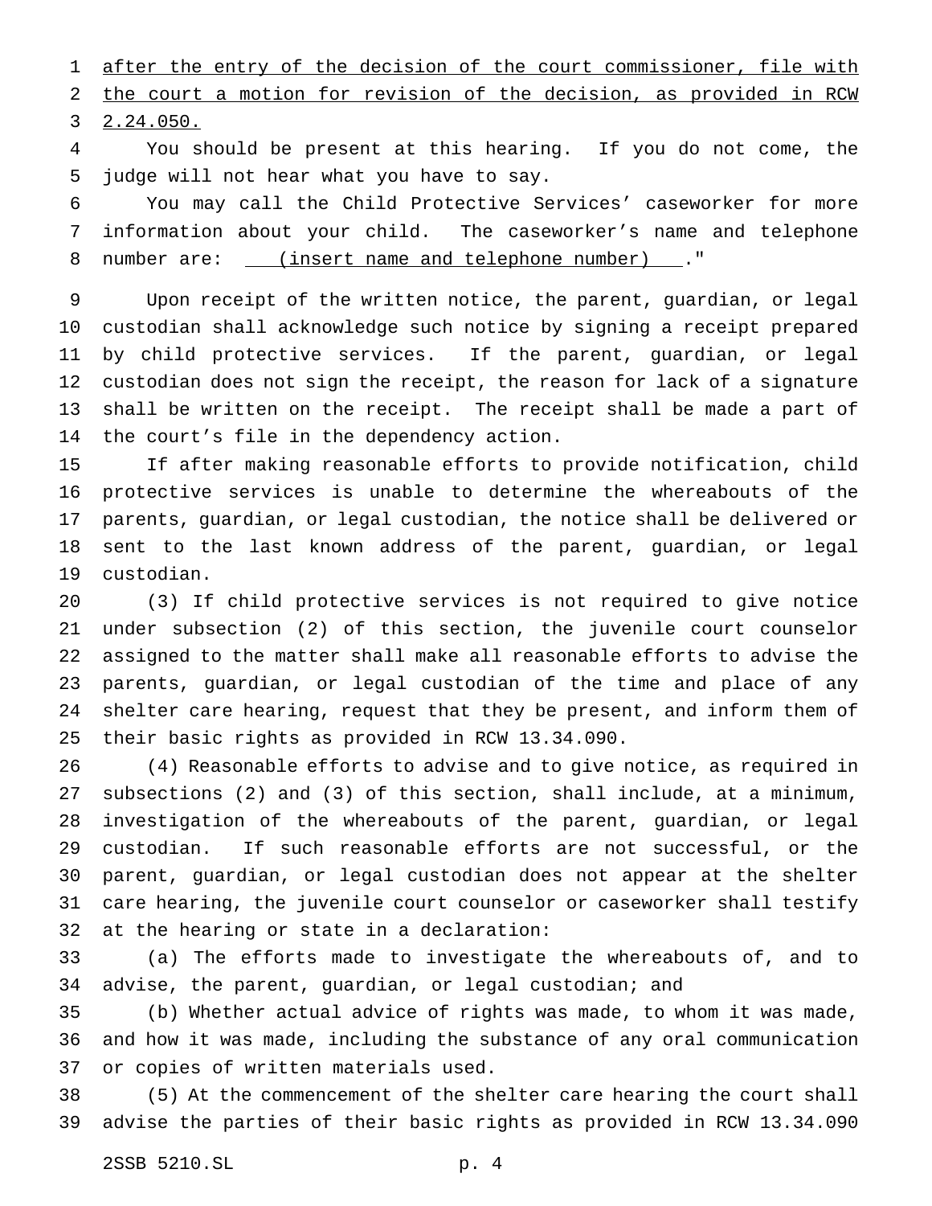after the entry of the decision of the court commissioner, file with the court a motion for revision of the decision, as provided in RCW 2.24.050.

You should be present at this hearing. If you do not come, the judge will not hear what you have to say.

You may call the Child Protective Services' caseworker for more information about your child. The caseworker's name and telephone number are: (insert name and telephone number) ."

Upon receipt of the written notice, the parent, guardian, or legal custodian shall acknowledge such notice by signing a receipt prepared by child protective services. If the parent, guardian, or legal custodian does not sign the receipt, the reason for lack of a signature shall be written on the receipt. The receipt shall be made a part of the court's file in the dependency action.

If after making reasonable efforts to provide notification, child protective services is unable to determine the whereabouts of the parents, guardian, or legal custodian, the notice shall be delivered or sent to the last known address of the parent, guardian, or legal custodian.

(3) If child protective services is not required to give notice under subsection (2) of this section, the juvenile court counselor assigned to the matter shall make all reasonable efforts to advise the parents, guardian, or legal custodian of the time and place of any shelter care hearing, request that they be present, and inform them of their basic rights as provided in RCW 13.34.090.

(4) Reasonable efforts to advise and to give notice, as required in subsections (2) and (3) of this section, shall include, at a minimum, investigation of the whereabouts of the parent, guardian, or legal custodian. If such reasonable efforts are not successful, or the parent, guardian, or legal custodian does not appear at the shelter care hearing, the juvenile court counselor or caseworker shall testify at the hearing or state in a declaration:

(a) The efforts made to investigate the whereabouts of, and to advise, the parent, guardian, or legal custodian; and

(b) Whether actual advice of rights was made, to whom it was made, and how it was made, including the substance of any oral communication or copies of written materials used.

(5) At the commencement of the shelter care hearing the court shall advise the parties of their basic rights as provided in RCW 13.34.090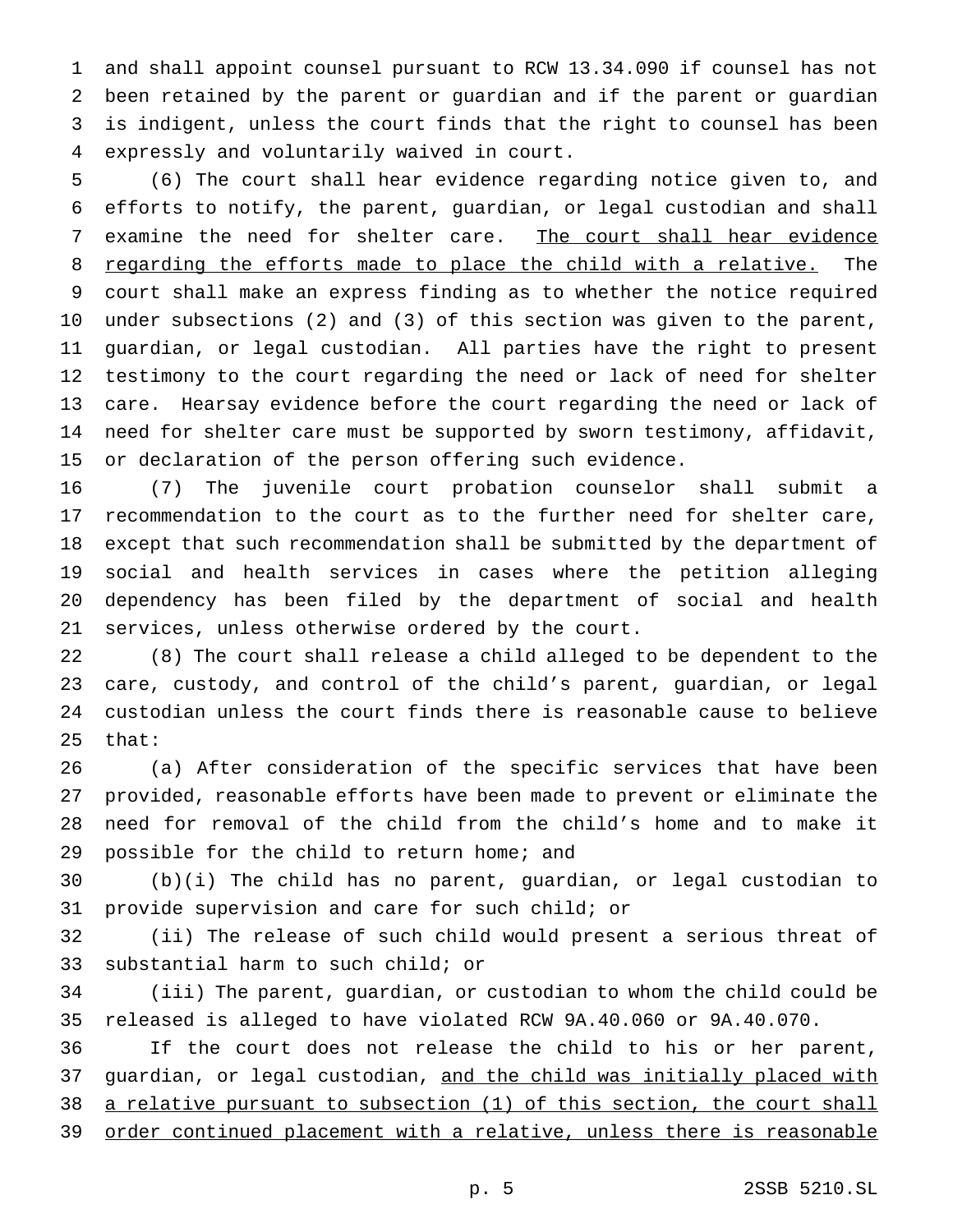and shall appoint counsel pursuant to RCW 13.34.090 if counsel has not been retained by the parent or guardian and if the parent or guardian is indigent, unless the court finds that the right to counsel has been expressly and voluntarily waived in court.

(6) The court shall hear evidence regarding notice given to, and efforts to notify, the parent, guardian, or legal custodian and shall examine the need for shelter care. <u>The court shall hear evidence regarding the efforts made to place the child with a relative.</u> The court shall make an express finding as to whether the notice required under subsections (2) and (3) of this section was given to the parent, guardian, or legal custodian. All parties have the right to present testimony to the court regarding the need or lack of need for shelter care. Hearsay evidence before the court regarding the need or lack of need for shelter care must be supported by sworn testimony, affidavit, or declaration of the person offering such evidence.

(7) The juvenile court probation counselor shall submit a recommendation to the court as to the further need for shelter care, except that such recommendation shall be submitted by the department of social and health services in cases where the petition alleging dependency has been filed by the department of social and health services, unless otherwise ordered by the court.

(8) The court shall release a child alleged to be dependent to the care, custody, and control of the child's parent, guardian, or legal custodian unless the court finds there is reasonable cause to believe that:

(a) After consideration of the specific services that have been provided, reasonable efforts have been made to prevent or eliminate the need for removal of the child from the child's home and to make it possible for the child to return home; and

(b)(i) The child has no parent, guardian, or legal custodian to provide supervision and care for such child; or

(ii) The release of such child would present a serious threat of substantial harm to such child; or

(iii) The parent, guardian, or custodian to whom the child could be released is alleged to have violated RCW 9A.40.060 or 9A.40.070.

If the court does not release the child to his or her parent, guardian, or legal custodian, <u>and the child was initially placed with a relative pursuant to subsection (1) of this section, the court shall order continued placement with a relative, unless there is reasonable</u>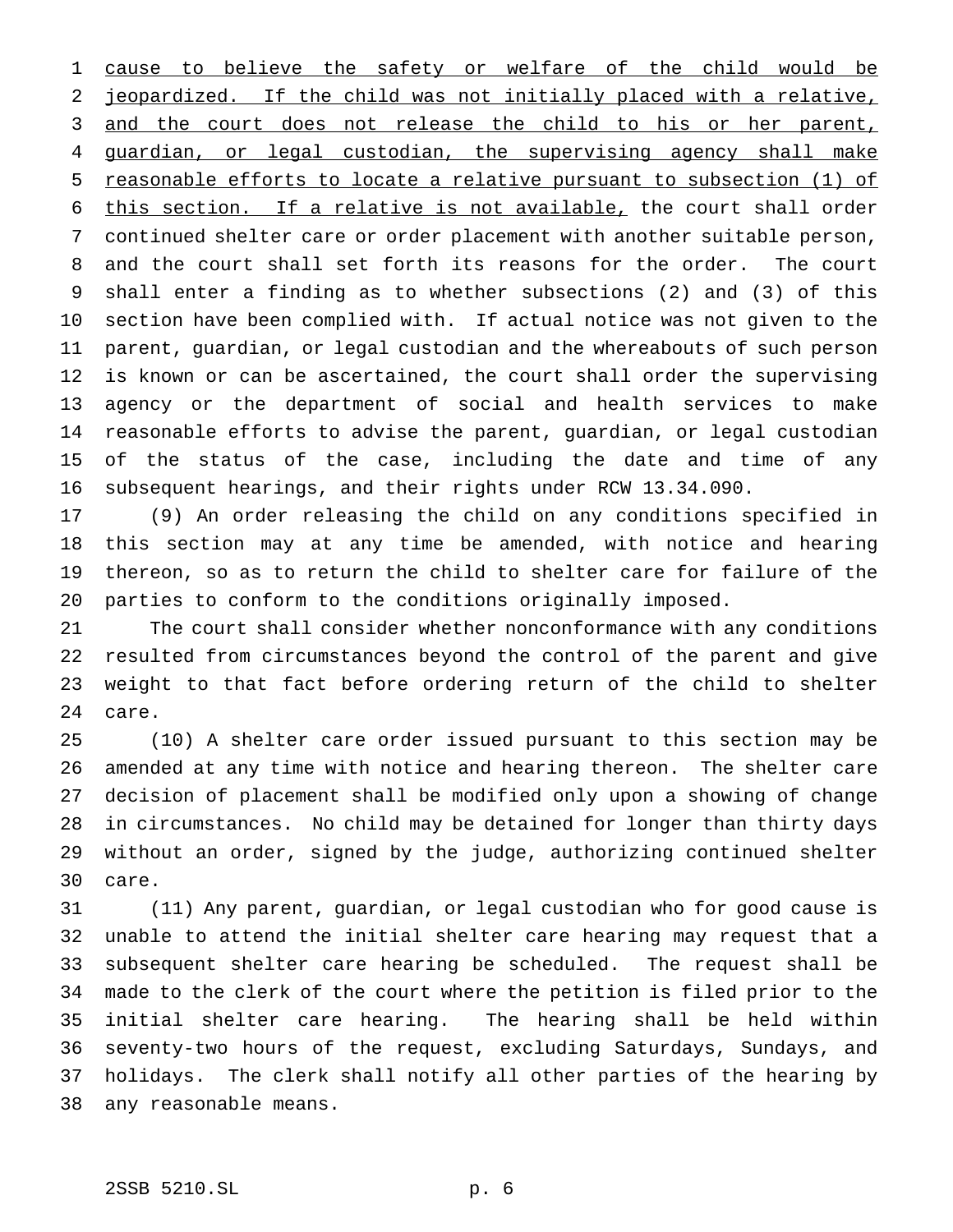cause to believe the safety or welfare of the child would be jeopardized. If the child was not initially placed with a relative, and the court does not release the child to his or her parent, guardian, or legal custodian, the supervising agency shall make reasonable efforts to locate a relative pursuant to subsection (1) of this section. If a relative is not available, the court shall order continued shelter care or order placement with another suitable person, and the court shall set forth its reasons for the order. The court shall enter a finding as to whether subsections (2) and (3) of this section have been complied with. If actual notice was not given to the parent, guardian, or legal custodian and the whereabouts of such person is known or can be ascertained, the court shall order the supervising agency or the department of social and health services to make reasonable efforts to advise the parent, guardian, or legal custodian of the status of the case, including the date and time of any subsequent hearings, and their rights under RCW 13.34.090.

(9) An order releasing the child on any conditions specified in this section may at any time be amended, with notice and hearing thereon, so as to return the child to shelter care for failure of the parties to conform to the conditions originally imposed.

The court shall consider whether nonconformance with any conditions resulted from circumstances beyond the control of the parent and give weight to that fact before ordering return of the child to shelter care.

(10) A shelter care order issued pursuant to this section may be amended at any time with notice and hearing thereon. The shelter care decision of placement shall be modified only upon a showing of change in circumstances. No child may be detained for longer than thirty days without an order, signed by the judge, authorizing continued shelter care.

(11) Any parent, guardian, or legal custodian who for good cause is unable to attend the initial shelter care hearing may request that a subsequent shelter care hearing be scheduled. The request shall be made to the clerk of the court where the petition is filed prior to the initial shelter care hearing. The hearing shall be held within seventy-two hours of the request, excluding Saturdays, Sundays, and holidays. The clerk shall notify all other parties of the hearing by any reasonable means.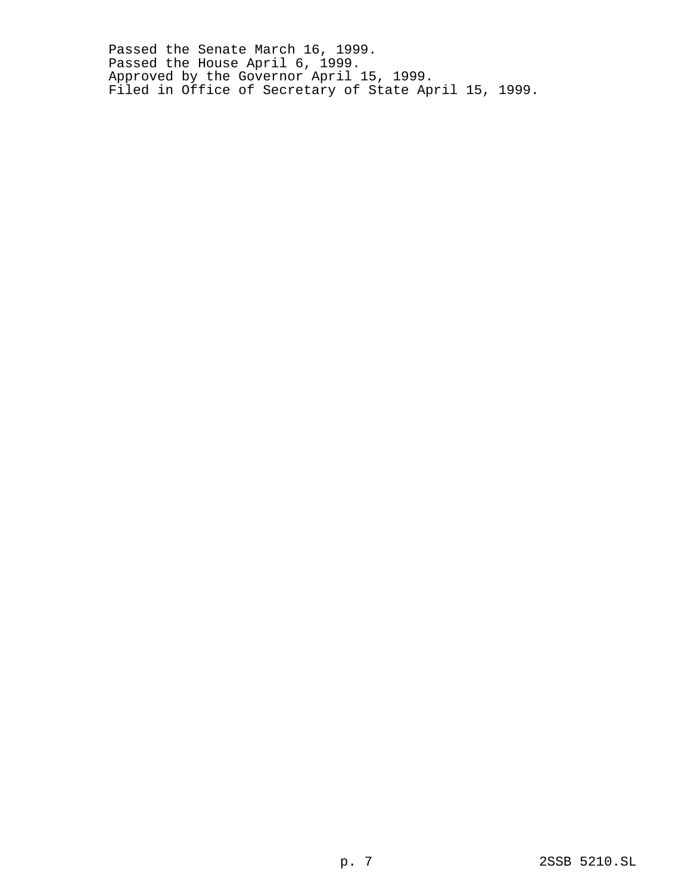Passed the Senate March 16, 1999.
Passed the House April 6, 1999.
Approved by the Governor April 15, 1999.
Filed in Office of Secretary of State April 15, 1999.